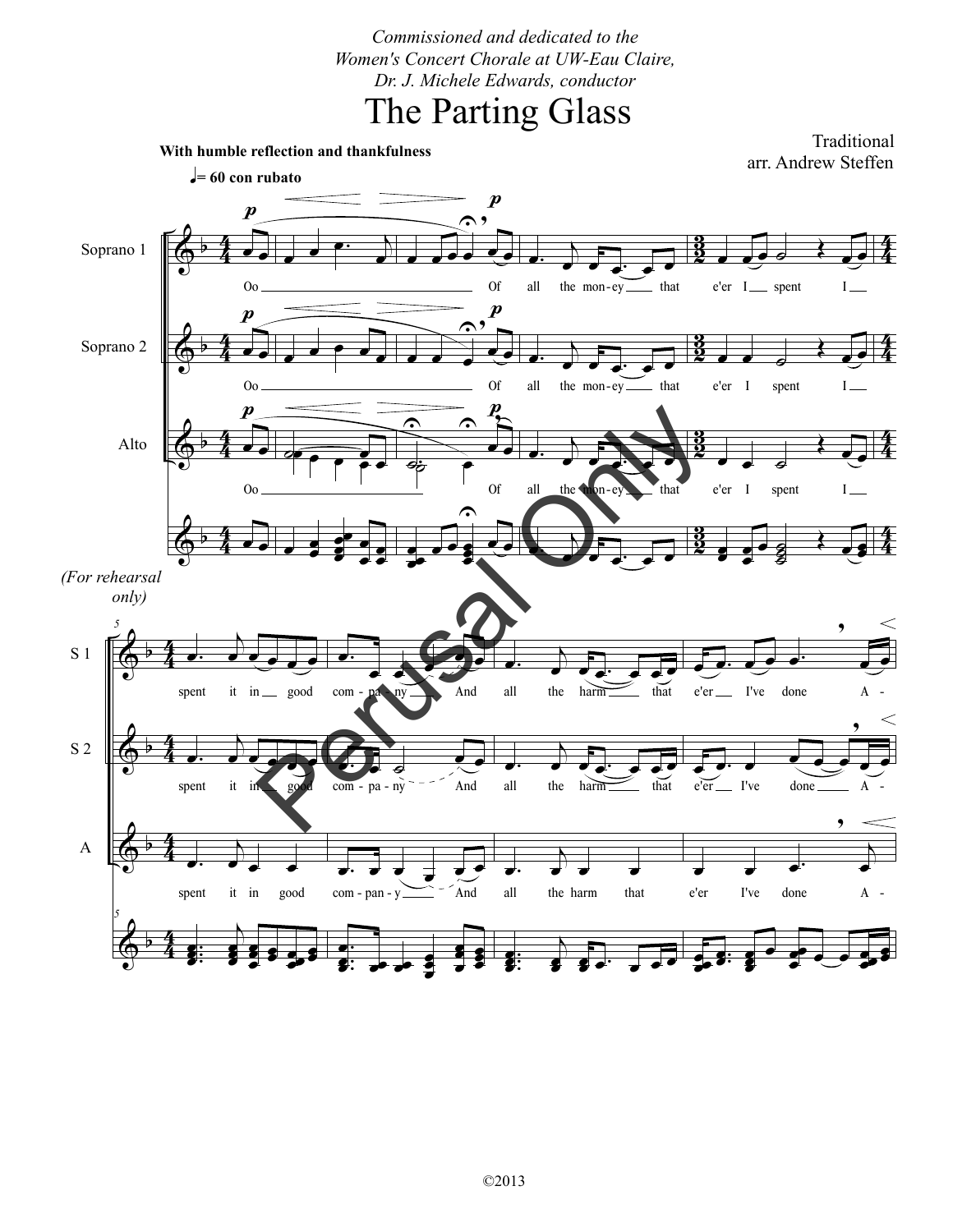*Commissioned and dedicated to the Women's Concert Chorale at UW-Eau Claire, Dr. J. Michele Edwards, conductor*

# The Parting Glass

Traditional
arr. Andrew Steffen

**With humble reflection and thankfulness**

**♩= 60 con rubato**

Soprano 1: Oo Of all the mon-ey that e'er I spent I

Soprano 2: Oo Of all the mon-ey that e'er I spent I

Alto: Oo Of all the mon-ey that e'er I spent I

*(For rehearsal only)*

S 1: spent it in good com-pa-ny And all the harm that e'er I've done A-

S 2: spent it in good com-pa-ny And all the harm that e'er I've done A-

A: spent it in good com-pan-y And all the harm that e'er I've done A-

Perusal Only

©2013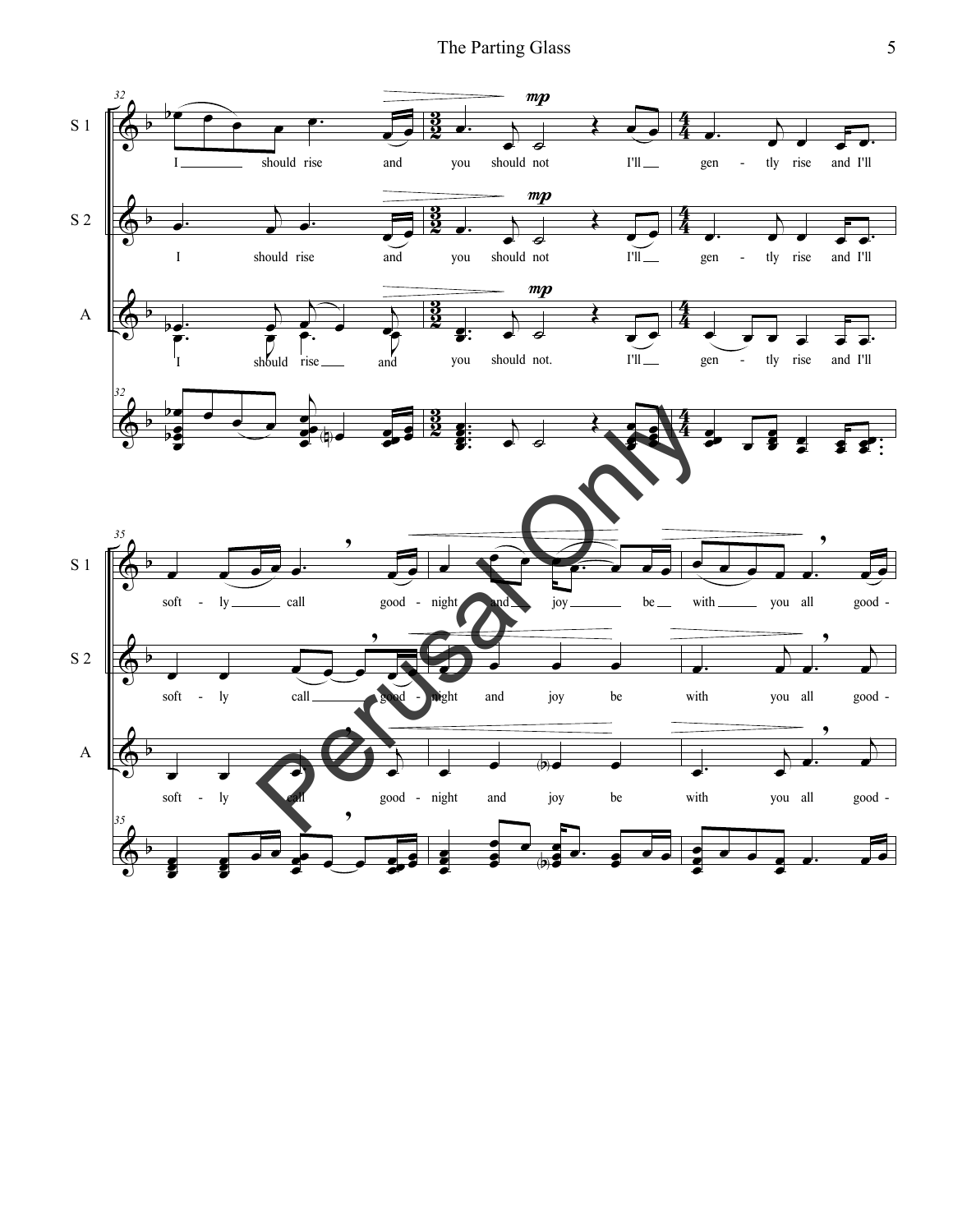S 1

I should rise and you should not I'll gen - tly rise and I'll

soft - ly call good - night and joy be with you all good -

S 2

I should rise and you should not I'll gen - tly rise and I'll

soft - ly call good - night and joy be with you all good -

A

I should rise and you should not. I'll gen - tly rise and I'll

soft - ly call good - night and joy be with you all good -

Perusal Only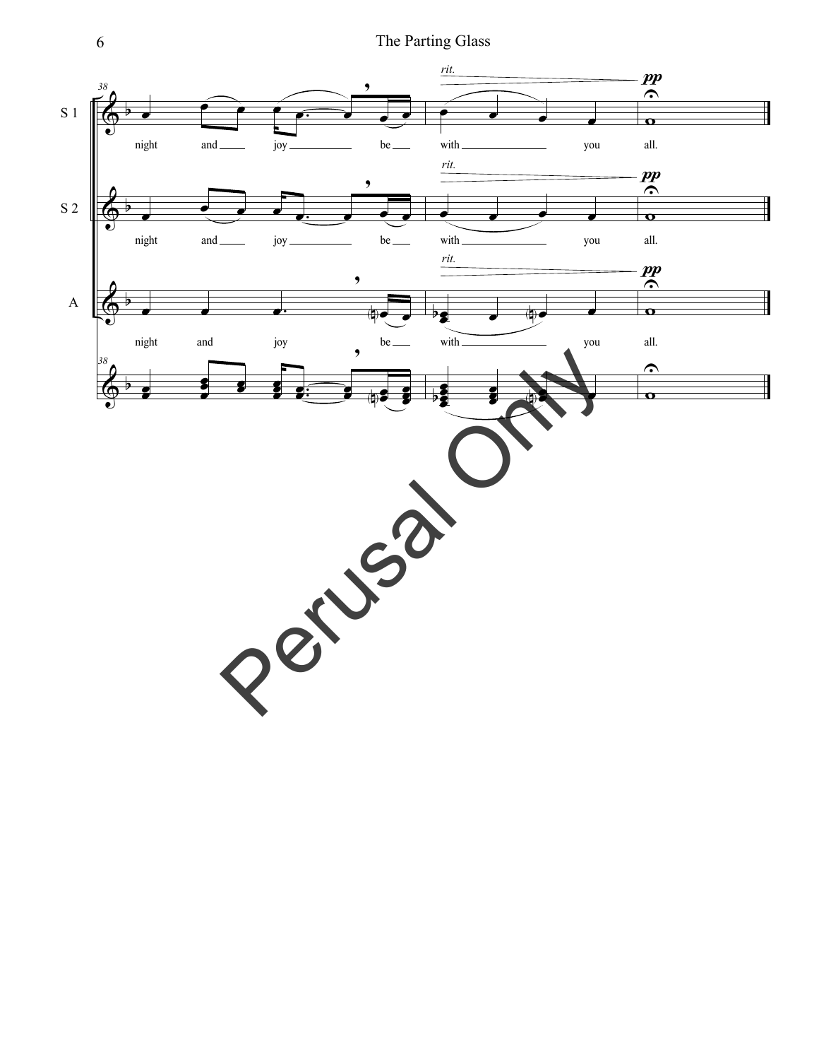S 1

night and joy be with you all.

S 2

night and joy be with you all.

A

night and joy be with you all.

*rit.*

**pp**

Perusal Only